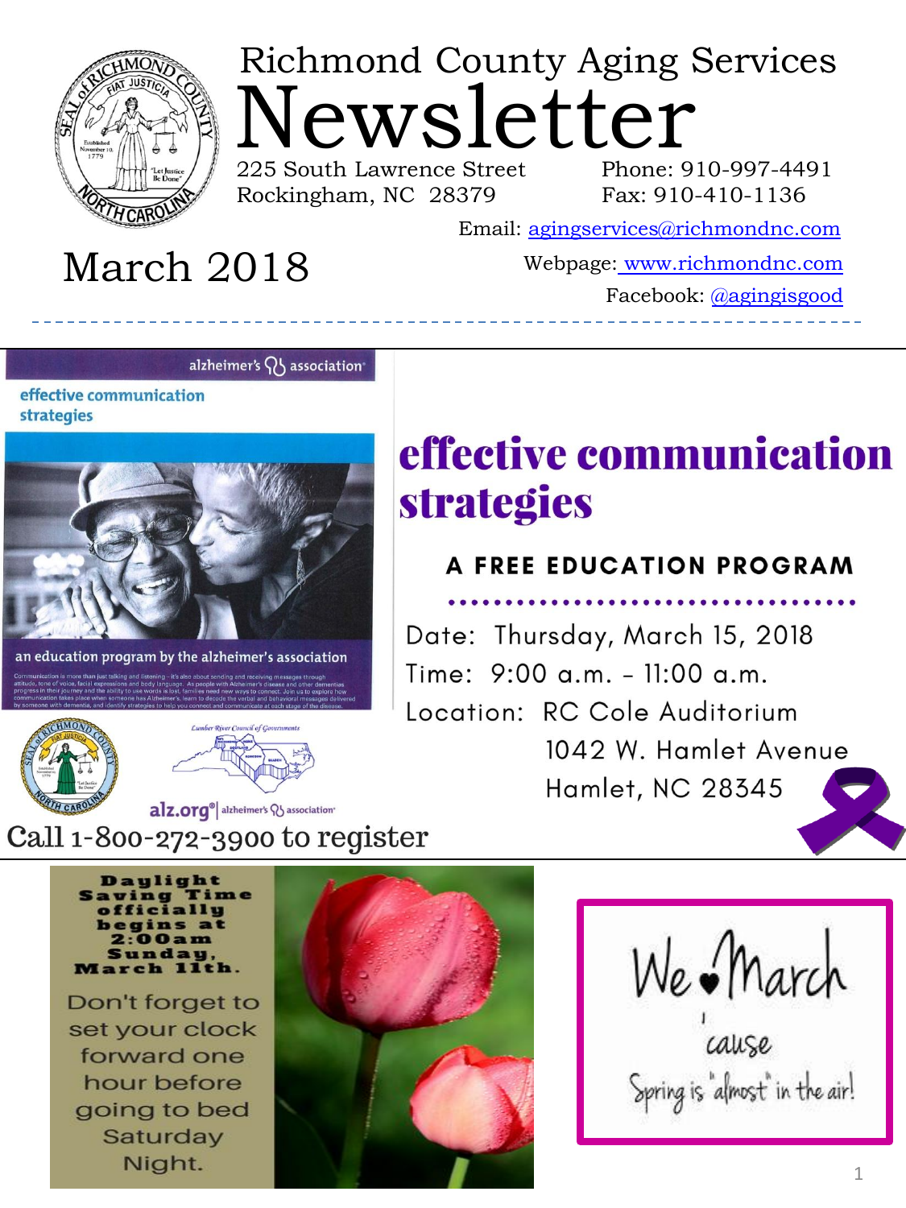# Richmond County Aging Services Newsletter

225 South Lawrence Street
Rockingham, NC 28379

Phone: 910-997-4491
Fax: 910-410-1136

Email: agingservices@richmondnc.com
Webpage: www.richmondnc.com
Facebook: @agingisgood

## March 2018

---

alzheimer's association

effective communication strategies

an education program by the alzheimer's association

Communication is more than just talking and listening – it's also about sending and receiving messages through attitude, tone of voice, facial expressions and body language. As people with Alzheimer's disease and other dementias progress in their journey and the ability to use words is lost, families need new ways to connect. Join us to explore how communication takes place when someone has Alzheimer's, learn to decode the verbal and behavioral messages delivered by someone with dementia, and identify strategies to help you connect and communicate at each stage of the disease.

Lumber River Council of Governments

alz.org | alzheimer's association

**Call 1-800-272-3900 to register**

## effective communication strategies

### A FREE EDUCATION PROGRAM

Date: Thursday, March 15, 2018
Time: 9:00 a.m. – 11:00 a.m.
Location: RC Cole Auditorium
1042 W. Hamlet Avenue
Hamlet, NC 28345

---

**Daylight Saving Time officially begins at 2:00am Sunday, March 11th.**

Don't forget to set your clock forward one hour before going to bed Saturday Night.

We ♥ March 'cause Spring is "almost" in the air!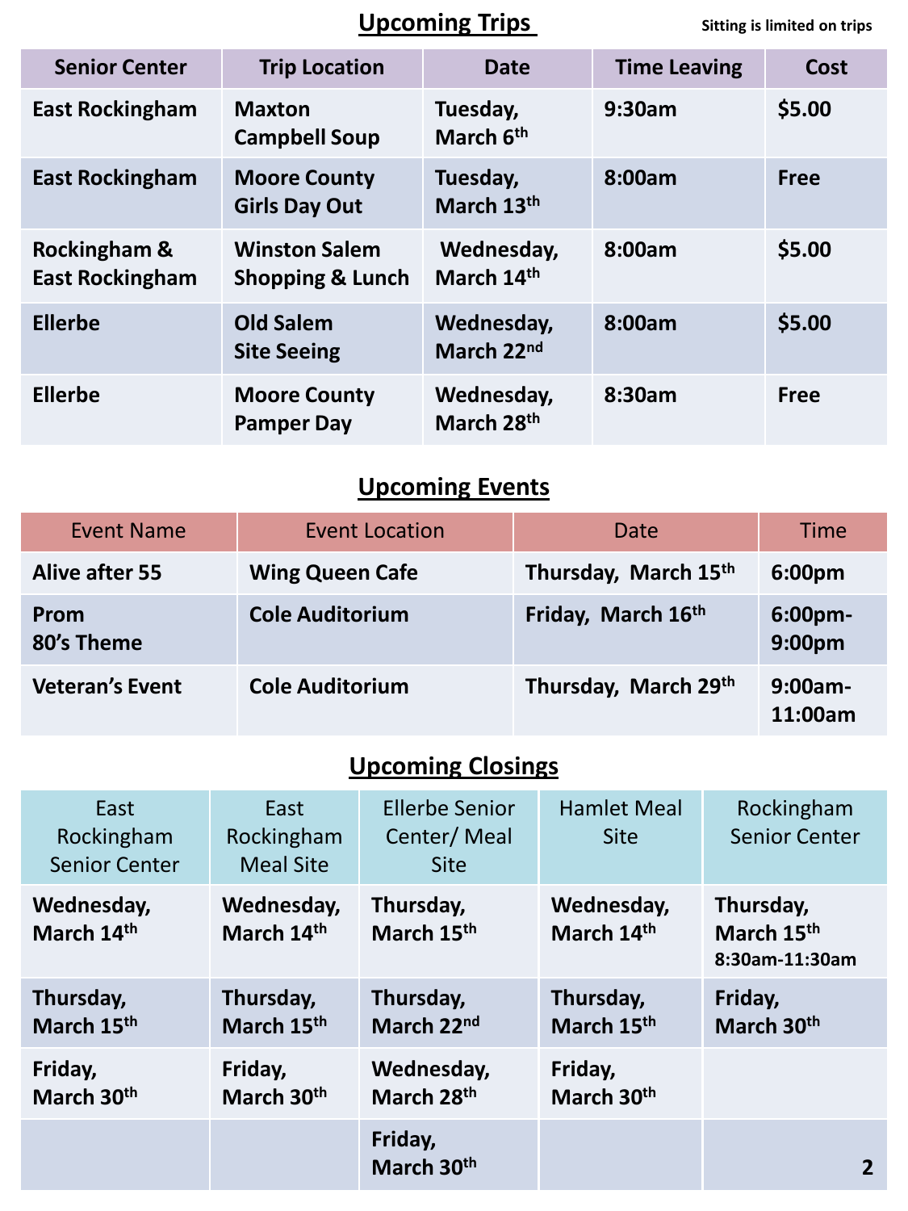## Upcoming Trips

Sitting is limited on trips

| Senior Center | Trip Location | Date | Time Leaving | Cost |
|---|---|---|---|---|
| East Rockingham | Maxton Campbell Soup | Tuesday, March 6th | 9:30am | $5.00 |
| East Rockingham | Moore County Girls Day Out | Tuesday, March 13th | 8:00am | Free |
| Rockingham & East Rockingham | Winston Salem Shopping & Lunch | Wednesday, March 14th | 8:00am | $5.00 |
| Ellerbe | Old Salem Site Seeing | Wednesday, March 22nd | 8:00am | $5.00 |
| Ellerbe | Moore County Pamper Day | Wednesday, March 28th | 8:30am | Free |

## Upcoming Events

| Event Name | Event Location | Date | Time |
|---|---|---|---|
| Alive after 55 | Wing Queen Cafe | Thursday, March 15th | 6:00pm |
| Prom 80's Theme | Cole Auditorium | Friday, March 16th | 6:00pm-9:00pm |
| Veteran's Event | Cole Auditorium | Thursday, March 29th | 9:00am-11:00am |

## Upcoming Closings

| East Rockingham Senior Center | East Rockingham Meal Site | Ellerbe Senior Center/ Meal Site | Hamlet Meal Site | Rockingham Senior Center |
|---|---|---|---|---|
| Wednesday, March 14th | Wednesday, March 14th | Thursday, March 15th | Wednesday, March 14th | Thursday, March 15th 8:30am-11:30am |
| Thursday, March 15th | Thursday, March 15th | Thursday, March 22nd | Thursday, March 15th | Friday, March 30th |
| Friday, March 30th | Friday, March 30th | Wednesday, March 28th | Friday, March 30th | |
| | | Friday, March 30th | | |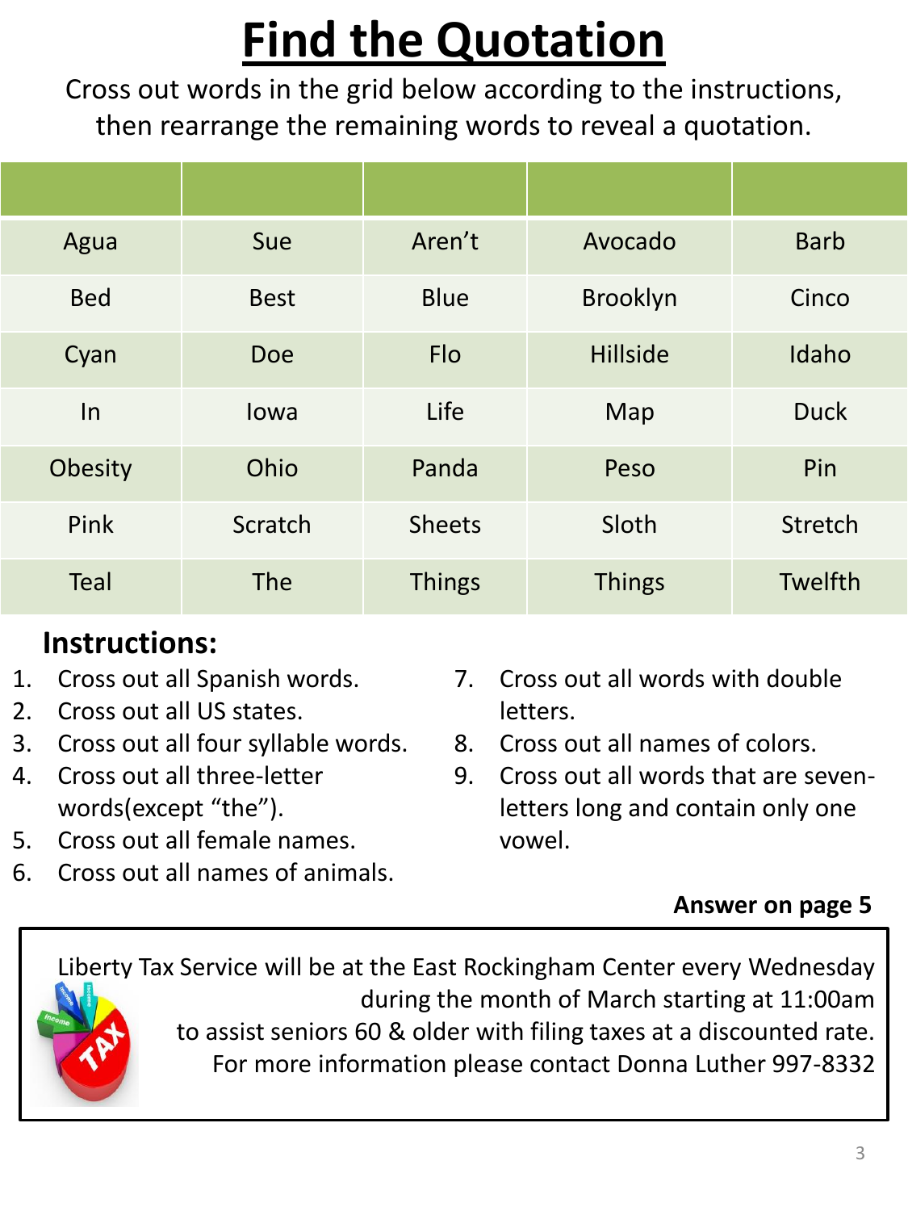# Find the Quotation

Cross out words in the grid below according to the instructions, then rearrange the remaining words to reveal a quotation.

| | | | | |
|---|---|---|---|---|
| Agua | Sue | Aren't | Avocado | Barb |
| Bed | Best | Blue | Brooklyn | Cinco |
| Cyan | Doe | Flo | Hillside | Idaho |
| In | Iowa | Life | Map | Duck |
| Obesity | Ohio | Panda | Peso | Pin |
| Pink | Scratch | Sheets | Sloth | Stretch |
| Teal | The | Things | Things | Twelfth |

**Instructions:**

1. Cross out all Spanish words.
2. Cross out all US states.
3. Cross out all four syllable words.
4. Cross out all three-letter words(except "the").
5. Cross out all female names.
6. Cross out all names of animals.
7. Cross out all words with double letters.
8. Cross out all names of colors.
9. Cross out all words that are seven-letters long and contain only one vowel.

**Answer on page 5**

Liberty Tax Service will be at the East Rockingham Center every Wednesday during the month of March starting at 11:00am to assist seniors 60 & older with filing taxes at a discounted rate. For more information please contact Donna Luther 997-8332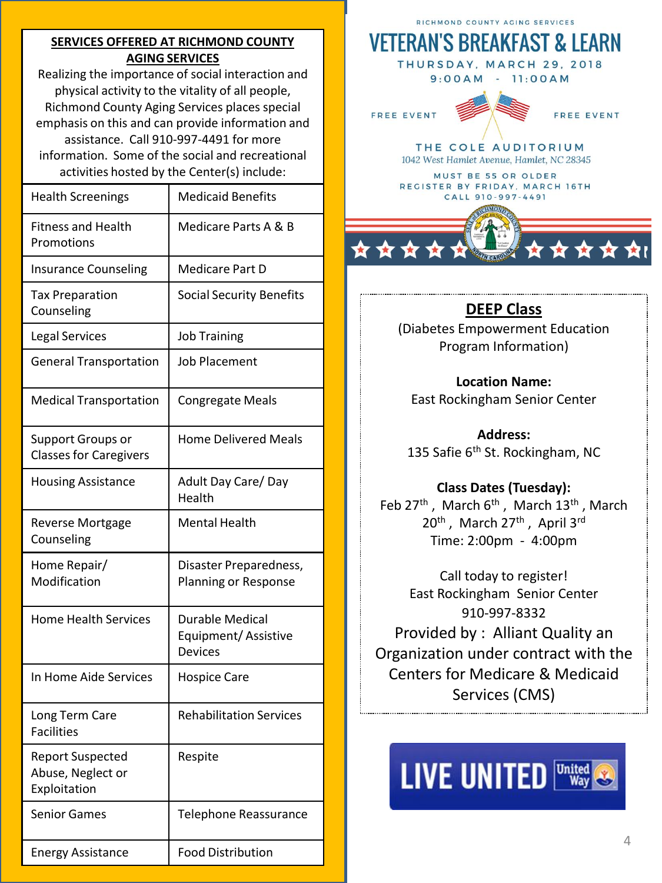## SERVICES OFFERED AT RICHMOND COUNTY AGING SERVICES

Realizing the importance of social interaction and physical activity to the vitality of all people, Richmond County Aging Services places special emphasis on this and can provide information and assistance. Call 910-997-4491 for more information. Some of the social and recreational activities hosted by the Center(s) include:

| | |
|---|---|
| Health Screenings | Medicaid Benefits |
| Fitness and Health Promotions | Medicare Parts A & B |
| Insurance Counseling | Medicare Part D |
| Tax Preparation Counseling | Social Security Benefits |
| Legal Services | Job Training |
| General Transportation | Job Placement |
| Medical Transportation | Congregate Meals |
| Support Groups or Classes for Caregivers | Home Delivered Meals |
| Housing Assistance | Adult Day Care/ Day Health |
| Reverse Mortgage Counseling | Mental Health |
| Home Repair/ Modification | Disaster Preparedness, Planning or Response |
| Home Health Services | Durable Medical Equipment/ Assistive Devices |
| In Home Aide Services | Hospice Care |
| Long Term Care Facilities | Rehabilitation Services |
| Report Suspected Abuse, Neglect or Exploitation | Respite |
| Senior Games | Telephone Reassurance |
| Energy Assistance | Food Distribution |

RICHMOND COUNTY AGING SERVICES

# VETERAN'S BREAKFAST & LEARN

THURSDAY, MARCH 29, 2018
9:00AM - 11:00AM

FREE EVENT FREE EVENT

THE COLE AUDITORIUM
1042 West Hamlet Avenue, Hamlet, NC 28345

MUST BE 55 OR OLDER
REGISTER BY FRIDAY, MARCH 16TH
CALL 910-997-4491

## DEEP Class

(Diabetes Empowerment Education Program Information)

**Location Name:**
East Rockingham Senior Center

**Address:**
135 Safie 6th St. Rockingham, NC

**Class Dates (Tuesday):**
Feb 27th , March 6th , March 13th , March 20th , March 27th , April 3rd
Time: 2:00pm - 4:00pm

Call today to register!
East Rockingham Senior Center
910-997-8332

Provided by : Alliant Quality an Organization under contract with the Centers for Medicare & Medicaid Services (CMS)

LIVE UNITED United Way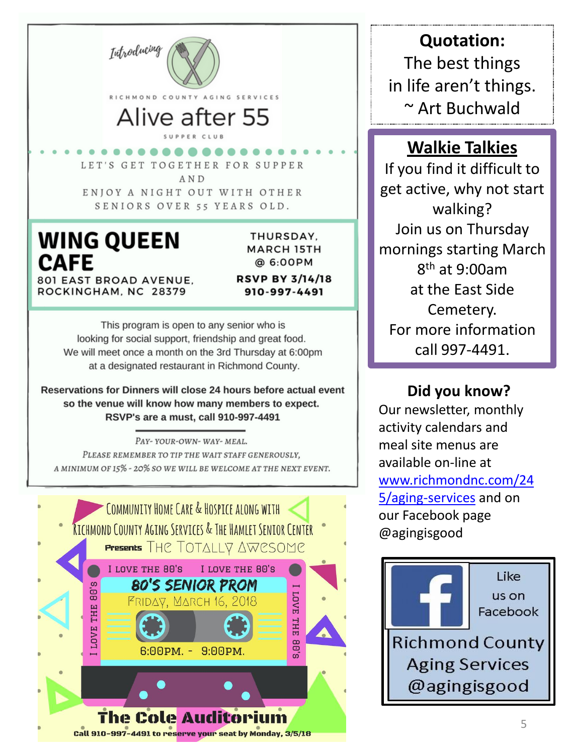*Introducing*

RICHMOND COUNTY AGING SERVICES

# Alive after 55

SUPPER CLUB

LET'S GET TOGETHER FOR SUPPER AND ENJOY A NIGHT OUT WITH OTHER SENIORS OVER 55 YEARS OLD.

## WING QUEEN CAFE

801 EAST BROAD AVENUE,
ROCKINGHAM, NC 28379

THURSDAY,
MARCH 15TH
@ 6:00PM

**RSVP BY 3/14/18**
**910-997-4491**

This program is open to any senior who is looking for social support, friendship and great food. We will meet once a month on the 3rd Thursday at 6:00pm at a designated restaurant in Richmond County.

**Reservations for Dinners will close 24 hours before actual event so the venue will know how many members to expect. RSVP's are a must, call 910-997-4491**

*PAY-YOUR-OWN-WAY-MEAL.*
*PLEASE REMEMBER TO TIP THE WAIT STAFF GENEROUSLY, A MINIMUM OF 15% - 20% SO WE WILL BE WELCOME AT THE NEXT EVENT.*

---

COMMUNITY HOME CARE & HOSPICE ALONG WITH RICHMOND COUNTY AGING SERVICES & THE HAMLET SENIOR CENTER

**Presents** THE TOTALLY AWESOME

I LOVE THE 80'S I LOVE THE 80'S

## 80'S SENIOR PROM

FRIDAY, MARCH 16, 2018

6:00PM. - 9:00PM.

I LOVE THE 80'S I LOVE THE 80'S

**The Cole Auditorium**

**Call 910-997-4491 to reserve your seat by Monday, 3/5/18**

---

**Quotation:**
The best things in life aren't things.
~ Art Buchwald

---

## Walkie Talkies

If you find it difficult to get active, why not start walking?
Join us on Thursday mornings starting March 8th at 9:00am at the East Side Cemetery.
For more information call 997-4491.

---

**Did you know?**
Our newsletter, monthly activity calendars and meal site menus are available on-line at www.richmondnc.com/245/aging-services and on our Facebook page @agingisgood

---

Like us on Facebook

Richmond County Aging Services
@agingisgood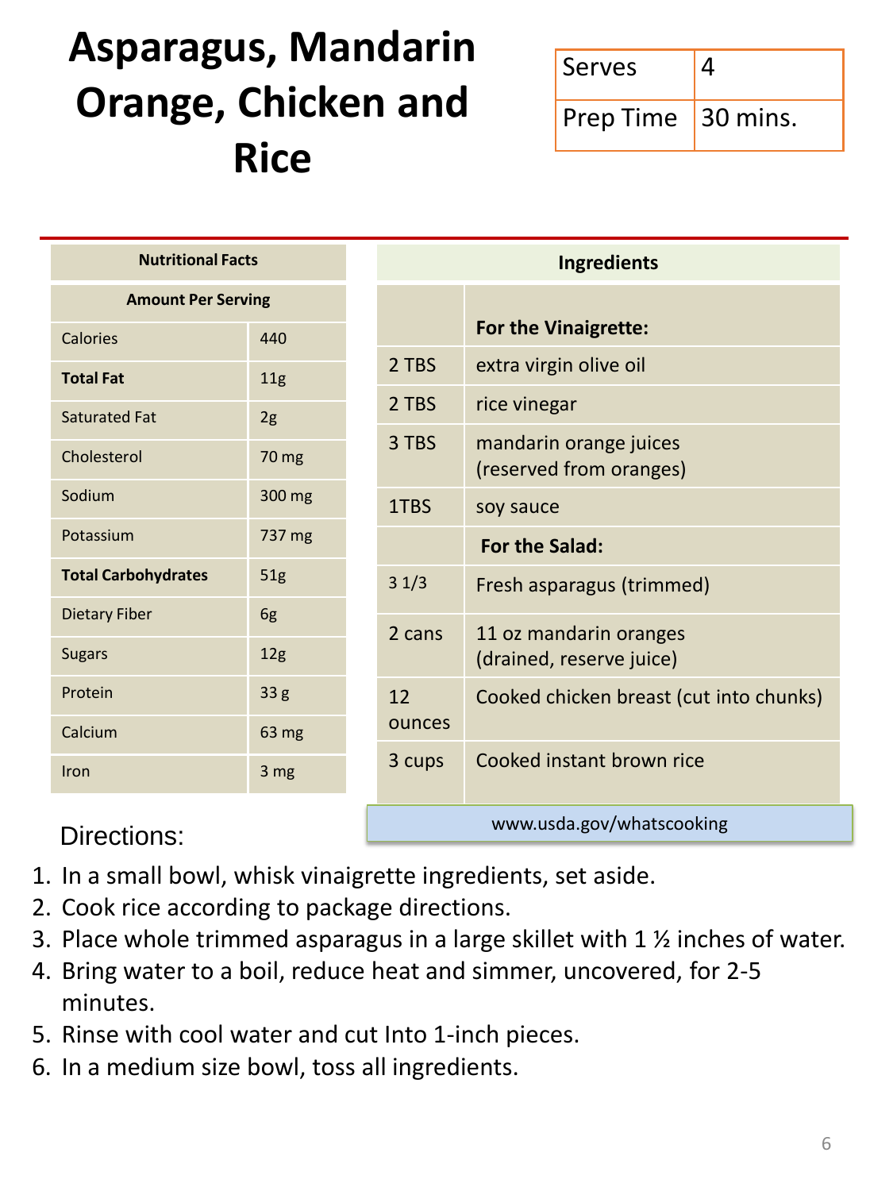# Asparagus, Mandarin Orange, Chicken and Rice

| | |
|---|---|
| Serves | 4 |
| Prep Time | 30 mins. |

| Nutritional Facts | |
|---|---|
| **Amount Per Serving** | |
| Calories | 440 |
| **Total Fat** | 11g |
| Saturated Fat | 2g |
| Cholesterol | 70 mg |
| Sodium | 300 mg |
| Potassium | 737 mg |
| **Total Carbohydrates** | 51g |
| Dietary Fiber | 6g |
| Sugars | 12g |
| Protein | 33 g |
| Calcium | 63 mg |
| Iron | 3 mg |

| Ingredients | |
|---|---|
| | **For the Vinaigrette:** |
| 2 TBS | extra virgin olive oil |
| 2 TBS | rice vinegar |
| 3 TBS | mandarin orange juices (reserved from oranges) |
| 1TBS | soy sauce |
| | **For the Salad:** |
| 3 1/3 | Fresh asparagus (trimmed) |
| 2 cans | 11 oz mandarin oranges (drained, reserve juice) |
| 12 ounces | Cooked chicken breast (cut into chunks) |
| 3 cups | Cooked instant brown rice |

www.usda.gov/whatscooking

Directions:

1. In a small bowl, whisk vinaigrette ingredients, set aside.
2. Cook rice according to package directions.
3. Place whole trimmed asparagus in a large skillet with 1 ½ inches of water.
4. Bring water to a boil, reduce heat and simmer, uncovered, for 2-5 minutes.
5. Rinse with cool water and cut Into 1-inch pieces.
6. In a medium size bowl, toss all ingredients.